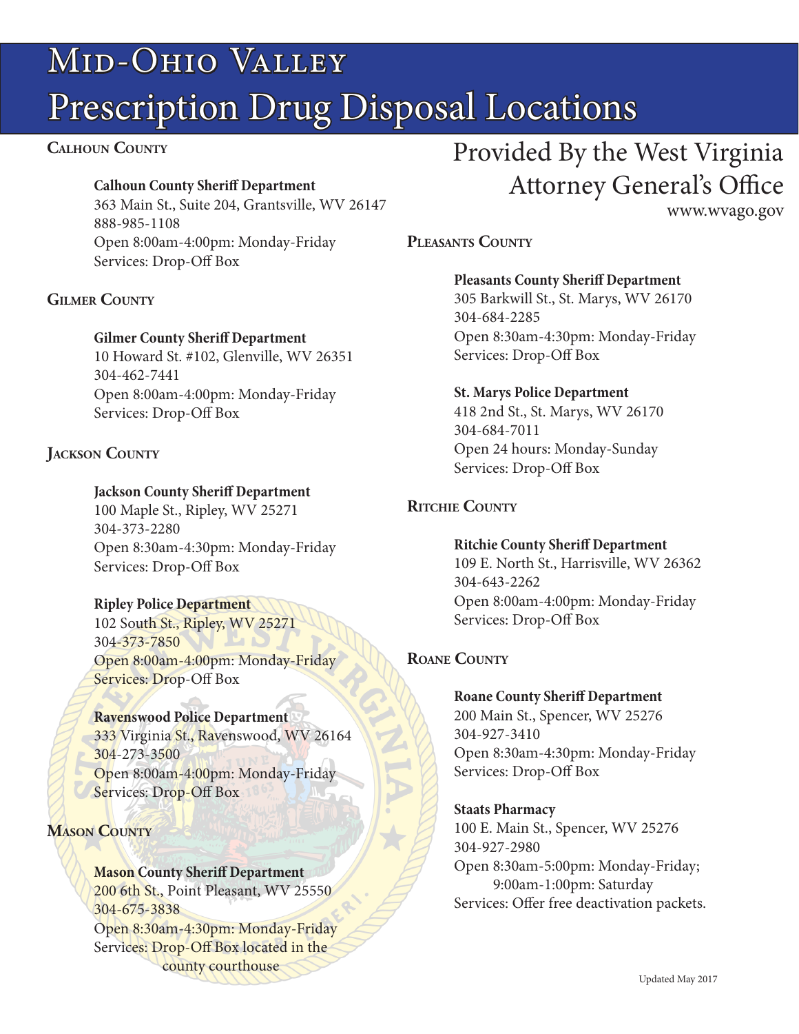# Mid-Ohio Valley
# Prescription Drug Disposal Locations

Provided By the West Virginia Attorney General's Office
www.wvago.gov

## Calhoun County

**Calhoun County Sheriff Department**
363 Main St., Suite 204, Grantsville, WV 26147
888-985-1108
Open 8:00am-4:00pm: Monday-Friday
Services: Drop-Off Box

## Gilmer County

**Gilmer County Sheriff Department**
10 Howard St. #102, Glenville, WV 26351
304-462-7441
Open 8:00am-4:00pm: Monday-Friday
Services: Drop-Off Box

## Jackson County

**Jackson County Sheriff Department**
100 Maple St., Ripley, WV 25271
304-373-2280
Open 8:30am-4:30pm: Monday-Friday
Services: Drop-Off Box

**Ripley Police Department**
102 South St., Ripley, WV 25271
304-373-7850
Open 8:00am-4:00pm: Monday-Friday
Services: Drop-Off Box

**Ravenswood Police Department**
333 Virginia St., Ravenswood, WV 26164
304-273-3500
Open 8:00am-4:00pm: Monday-Friday
Services: Drop-Off Box

## Mason County

**Mason County Sheriff Department**
200 6th St., Point Pleasant, WV 25550
304-675-3838
Open 8:30am-4:30pm: Monday-Friday
Services: Drop-Off Box located in the county courthouse

## Pleasants County

**Pleasants County Sheriff Department**
305 Barkwill St., St. Marys, WV 26170
304-684-2285
Open 8:30am-4:30pm: Monday-Friday
Services: Drop-Off Box

**St. Marys Police Department**
418 2nd St., St. Marys, WV 26170
304-684-7011
Open 24 hours: Monday-Sunday
Services: Drop-Off Box

## Ritchie County

**Ritchie County Sheriff Department**
109 E. North St., Harrisville, WV 26362
304-643-2262
Open 8:00am-4:00pm: Monday-Friday
Services: Drop-Off Box

## Roane County

**Roane County Sheriff Department**
200 Main St., Spencer, WV 25276
304-927-3410
Open 8:30am-4:30pm: Monday-Friday
Services: Drop-Off Box

**Staats Pharmacy**
100 E. Main St., Spencer, WV 25276
304-927-2980
Open 8:30am-5:00pm: Monday-Friday;
9:00am-1:00pm: Saturday
Services: Offer free deactivation packets.

Updated May 2017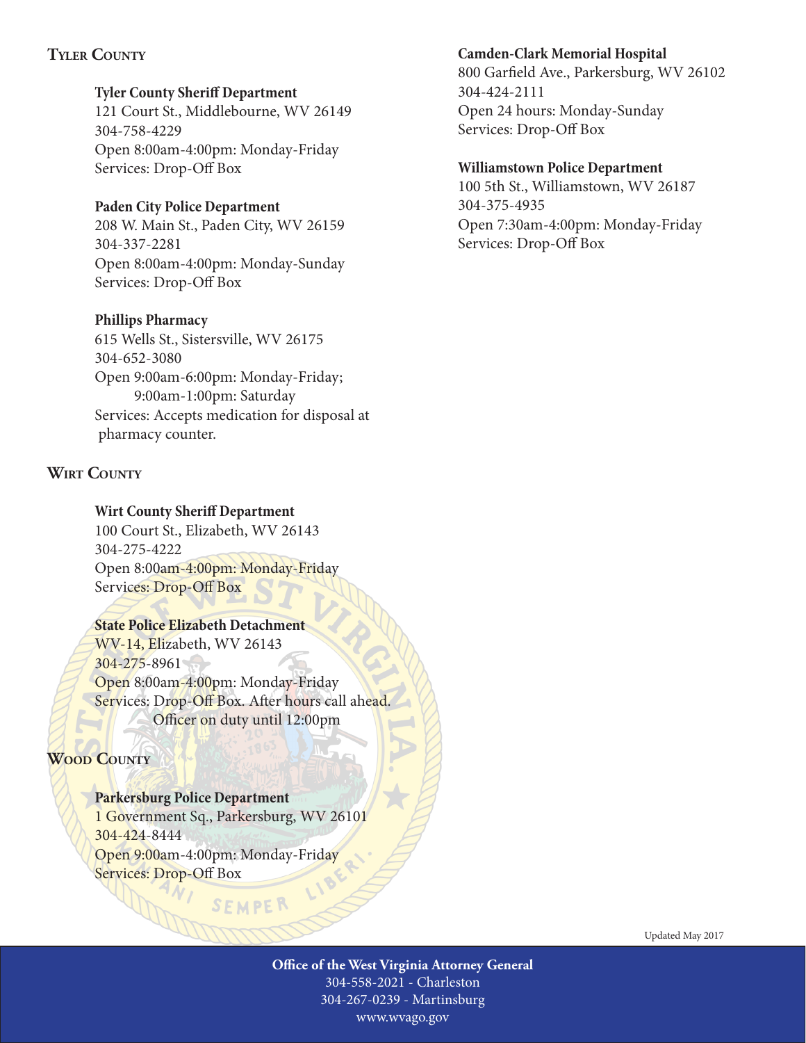## Tyler County

**Tyler County Sheriff Department**
121 Court St., Middlebourne, WV 26149
304-758-4229
Open 8:00am-4:00pm: Monday-Friday
Services: Drop-Off Box

**Paden City Police Department**
208 W. Main St., Paden City, WV 26159
304-337-2281
Open 8:00am-4:00pm: Monday-Sunday
Services: Drop-Off Box

**Phillips Pharmacy**
615 Wells St., Sistersville, WV 26175
304-652-3080
Open 9:00am-6:00pm: Monday-Friday;
9:00am-1:00pm: Saturday
Services: Accepts medication for disposal at pharmacy counter.

## Wirt County

**Wirt County Sheriff Department**
100 Court St., Elizabeth, WV 26143
304-275-4222
Open 8:00am-4:00pm: Monday-Friday
Services: Drop-Off Box

**State Police Elizabeth Detachment**
WV-14, Elizabeth, WV 26143
304-275-8961
Open 8:00am-4:00pm: Monday-Friday
Services: Drop-Off Box. After hours call ahead.
Officer on duty until 12:00pm

## Wood County

**Parkersburg Police Department**
1 Government Sq., Parkersburg, WV 26101
304-424-8444
Open 9:00am-4:00pm: Monday-Friday
Services: Drop-Off Box

**Camden-Clark Memorial Hospital**
800 Garfield Ave., Parkersburg, WV 26102
304-424-2111
Open 24 hours: Monday-Sunday
Services: Drop-Off Box

**Williamstown Police Department**
100 5th St., Williamstown, WV 26187
304-375-4935
Open 7:30am-4:00pm: Monday-Friday
Services: Drop-Off Box

Updated May 2017

**Office of the West Virginia Attorney General**
304-558-2021 - Charleston
304-267-0239 - Martinsburg
www.wvago.gov